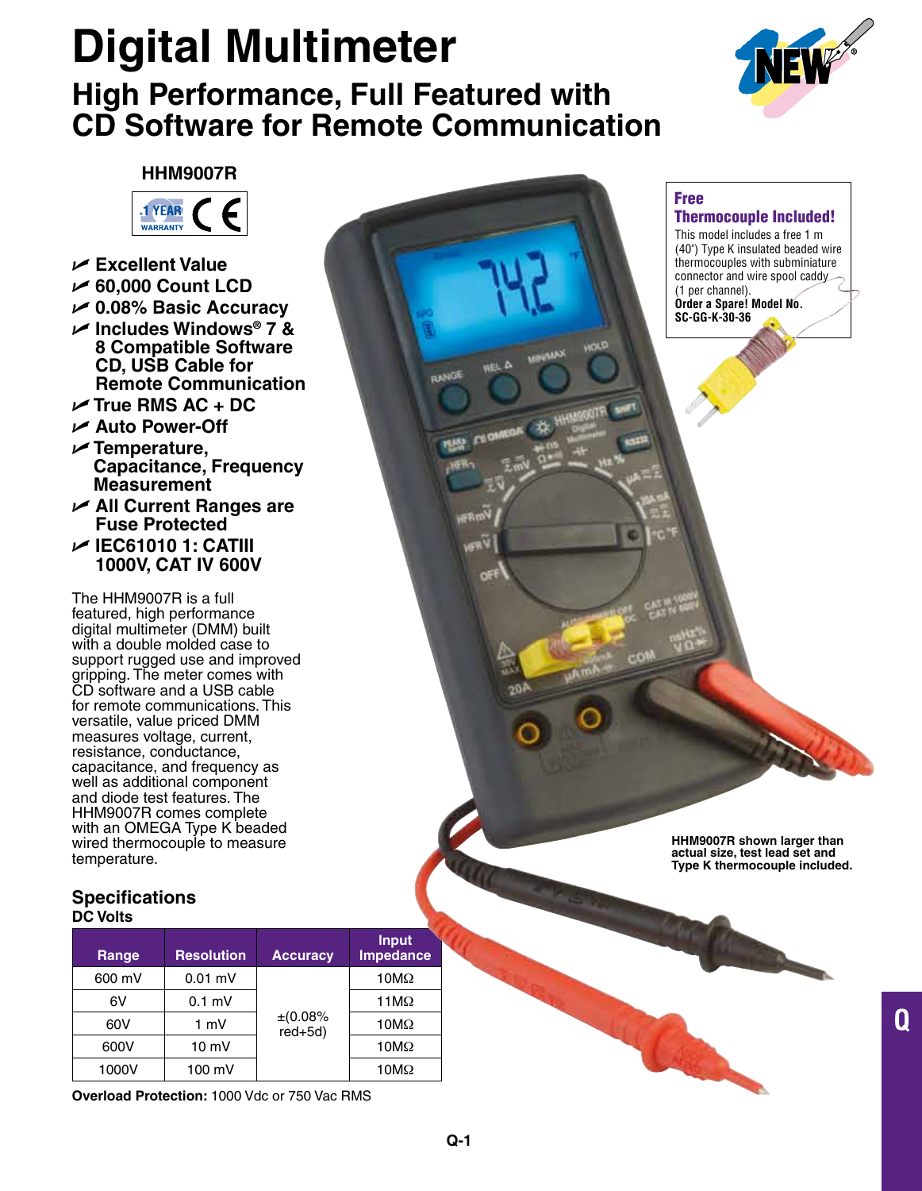# Digital Multimeter

## High Performance, Full Featured with CD Software for Remote Communication

**HHM9007R**

1 YEAR WARRANTY

- **Excellent Value**
- **60,000 Count LCD**
- **0.08% Basic Accuracy**
- **Includes Windows® 7 & 8 Compatible Software CD, USB Cable for Remote Communication**
- **True RMS AC + DC**
- **Auto Power-Off**
- **Temperature, Capacitance, Frequency Measurement**
- **All Current Ranges are Fuse Protected**
- **IEC61010 1: CATIII 1000V, CAT IV 600V**

The HHM9007R is a full featured, high performance digital multimeter (DMM) built with a double molded case to support rugged use and improved gripping. The meter comes with CD software and a USB cable for remote communications. This versatile, value priced DMM measures voltage, current, resistance, conductance, capacitance, and frequency as well as additional component and diode test features. The HHM9007R comes complete with an OMEGA Type K beaded wired thermocouple to measure temperature.

**Free Thermocouple Included!**

This model includes a free 1 m (40") Type K insulated beaded wire thermocouples with subminiature connector and wire spool caddy (1 per channel).
**Order a Spare! Model No. SC-GG-K-30-36**

**HHM9007R shown larger than actual size, test lead set and Type K thermocouple included.**

### Specifications

**DC Volts**

| Range | Resolution | Accuracy | Input Impedance |
|---|---|---|---|
| 600 mV | 0.01 mV | ±(0.08% red+5d) | 10MΩ |
| 6V | 0.1 mV | | 11MΩ |
| 60V | 1 mV | | 10MΩ |
| 600V | 10 mV | | 10MΩ |
| 1000V | 100 mV | | 10MΩ |

**Overload Protection:** 1000 Vdc or 750 Vac RMS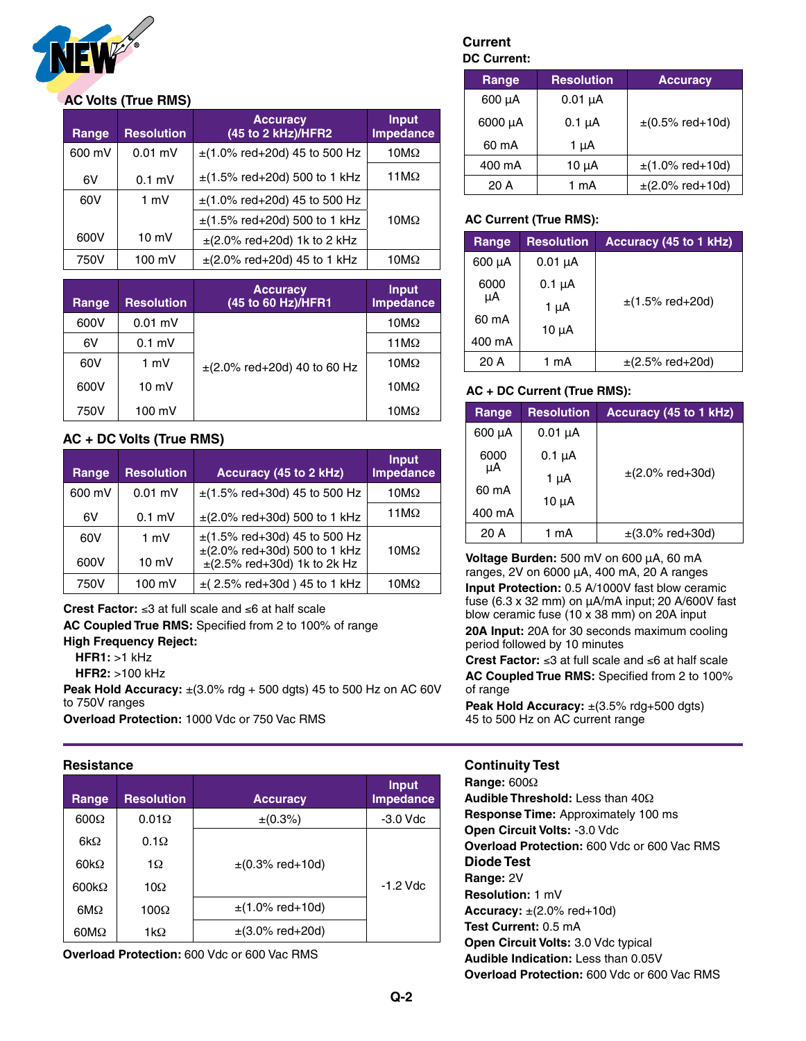NEW

## AC Volts (True RMS)

| Range | Resolution | Accuracy (45 to 2 kHz)/HFR2 | Input Impedance |
|---|---|---|---|
| 600 mV | 0.01 mV | ±(1.0% red+20d) 45 to 500 Hz | 10MΩ |
| 6V | 0.1 mV | ±(1.5% red+20d) 500 to 1 kHz | 11MΩ |
| 60V | 1 mV | ±(1.0% red+20d) 45 to 500 Hz | 10MΩ |
| | | ±(1.5% red+20d) 500 to 1 kHz | |
| 600V | 10 mV | ±(2.0% red+20d) 1k to 2 kHz | |
| 750V | 100 mV | ±(2.0% red+20d) 45 to 1 kHz | 10MΩ |

| Range | Resolution | Accuracy (45 to 60 Hz)/HFR1 | Input Impedance |
|---|---|---|---|
| 600V | 0.01 mV | ±(2.0% red+20d) 40 to 60 Hz | 10MΩ |
| 6V | 0.1 mV | | 11MΩ |
| 60V | 1 mV | | 10MΩ |
| 600V | 10 mV | | 10MΩ |
| 750V | 100 mV | | 10MΩ |

## AC + DC Volts (True RMS)

| Range | Resolution | Accuracy (45 to 2 kHz) | Input Impedance |
|---|---|---|---|
| 600 mV | 0.01 mV | ±(1.5% red+30d) 45 to 500 Hz | 10MΩ |
| 6V | 0.1 mV | ±(2.0% red+30d) 500 to 1 kHz | 11MΩ |
| 60V | 1 mV | ±(1.5% red+30d) 45 to 500 Hz<br>±(2.0% red+30d) 500 to 1 kHz | 10MΩ |
| 600V | 10 mV | ±(2.5% red+30d) 1k to 2k Hz | |
| 750V | 100 mV | ±( 2.5% red+30d ) 45 to 1 kHz | 10MΩ |

**Crest Factor:** ≤3 at full scale and ≤6 at half scale

**AC Coupled True RMS:** Specified from 2 to 100% of range

**High Frequency Reject:**

**HFR1:** >1 kHz

**HFR2:** >100 kHz

**Peak Hold Accuracy:** ±(3.0% rdg + 500 dgts) 45 to 500 Hz on AC 60V to 750V ranges

**Overload Protection:** 1000 Vdc or 750 Vac RMS

## Current

### DC Current:

| Range | Resolution | Accuracy |
|---|---|---|
| 600 µA | 0.01 µA | ±(0.5% red+10d) |
| 6000 µA | 0.1 µA | |
| 60 mA | 1 µA | |
| 400 mA | 10 µA | ±(1.0% red+10d) |
| 20 A | 1 mA | ±(2.0% red+10d) |

### AC Current (True RMS):

| Range | Resolution | Accuracy (45 to 1 kHz) |
|---|---|---|
| 600 µA | 0.01 µA | ±(1.5% red+20d) |
| 6000 µA | 0.1 µA | |
| 60 mA | 1 µA | |
| 400 mA | 10 µA | |
| 20 A | 1 mA | ±(2.5% red+20d) |

### AC + DC Current (True RMS):

| Range | Resolution | Accuracy (45 to 1 kHz) |
|---|---|---|
| 600 µA | 0.01 µA | ±(2.0% red+30d) |
| 6000 µA | 0.1 µA | |
| 60 mA | 1 µA | |
| 400 mA | 10 µA | |
| 20 A | 1 mA | ±(3.0% red+30d) |

**Voltage Burden:** 500 mV on 600 µA, 60 mA ranges, 2V on 6000 µA, 400 mA, 20 A ranges

**Input Protection:** 0.5 A/1000V fast blow ceramic fuse (6.3 x 32 mm) on µA/mA input; 20 A/600V fast blow ceramic fuse (10 x 38 mm) on 20A input

**20A Input:** 20A for 30 seconds maximum cooling period followed by 10 minutes

**Crest Factor:** ≤3 at full scale and ≤6 at half scale

**AC Coupled True RMS:** Specified from 2 to 100% of range

**Peak Hold Accuracy:** ±(3.5% rdg+500 dgts) 45 to 500 Hz on AC current range

## Resistance

| Range | Resolution | Accuracy | Input Impedance |
|---|---|---|---|
| 600Ω | 0.01Ω | ±(0.3%) | -3.0 Vdc |
| 6kΩ | 0.1Ω | ±(0.3% red+10d) | -1.2 Vdc |
| 60kΩ | 1Ω | | |
| 600kΩ | 10Ω | | |
| 6MΩ | 100Ω | ±(1.0% red+10d) | |
| 60MΩ | 1kΩ | ±(3.0% red+20d) | |

**Overload Protection:** 600 Vdc or 600 Vac RMS

## Continuity Test

**Range:** 600Ω

**Audible Threshold:** Less than 40Ω

**Response Time:** Approximately 100 ms

**Open Circuit Volts:** -3.0 Vdc

**Overload Protection:** 600 Vdc or 600 Vac RMS

## Diode Test

**Range:** 2V

**Resolution:** 1 mV

**Accuracy:** ±(2.0% red+10d)

**Test Current:** 0.5 mA

**Open Circuit Volts:** 3.0 Vdc typical

**Audible Indication:** Less than 0.05V

**Overload Protection:** 600 Vdc or 600 Vac RMS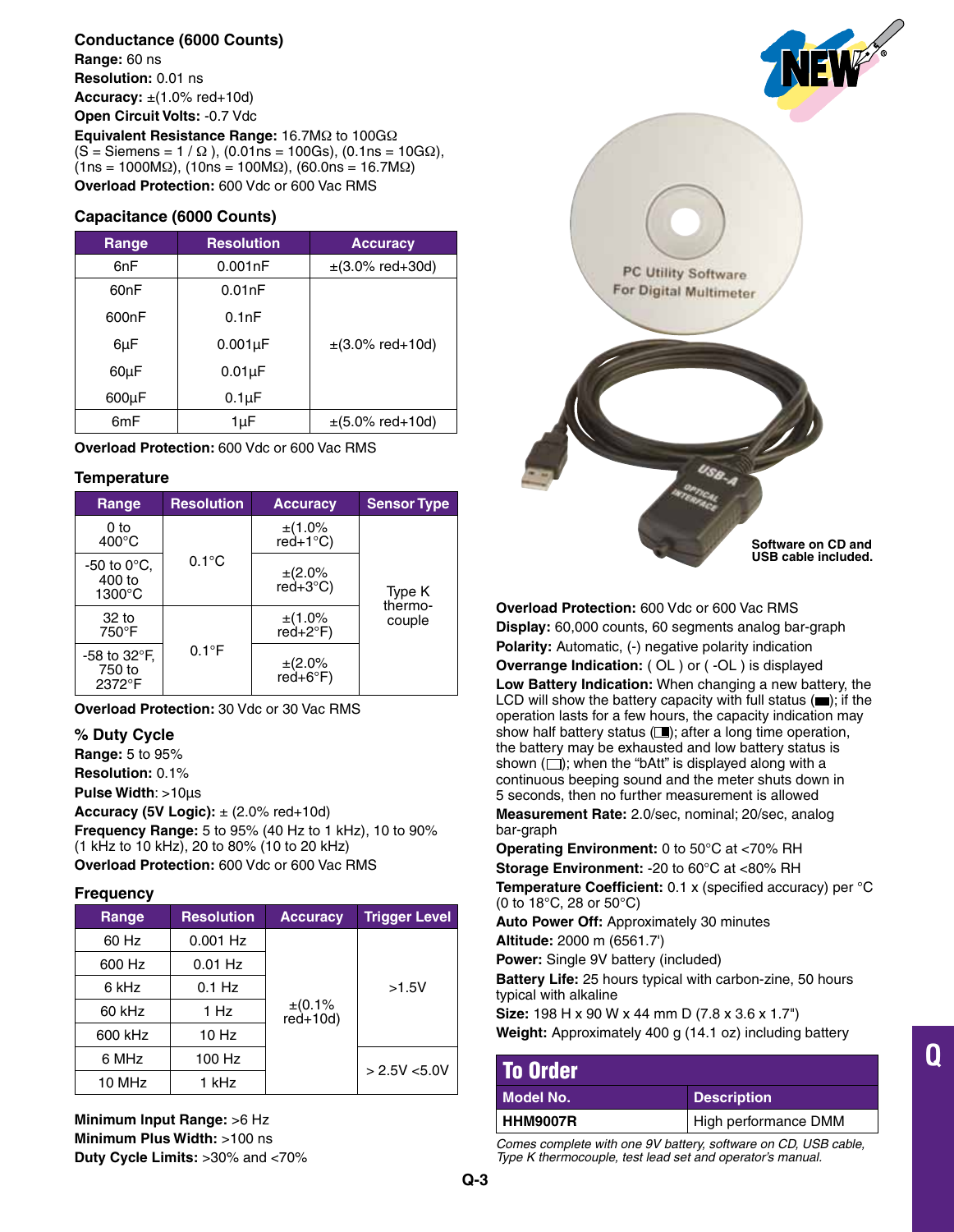**Conductance (6000 Counts)**
**Range:** 60 ns
**Resolution:** 0.01 ns
**Accuracy:** ±(1.0% red+10d)
**Open Circuit Volts:** -0.7 Vdc
**Equivalent Resistance Range:** 16.7MΩ to 100GΩ
(S = Siemens = 1 / Ω ), (0.01ns = 100Gs), (0.1ns = 10GΩ), (1ns = 1000MΩ), (10ns = 100MΩ), (60.0ns = 16.7MΩ)
**Overload Protection:** 600 Vdc or 600 Vac RMS

### Capacitance (6000 Counts)

| Range | Resolution | Accuracy |
|---|---|---|
| 6nF | 0.001nF | ±(3.0% red+30d) |
| 60nF | 0.01nF | ±(3.0% red+10d) |
| 600nF | 0.1nF | |
| 6µF | 0.001µF | |
| 60µF | 0.01µF | |
| 600µF | 0.1µF | |
| 6mF | 1µF | ±(5.0% red+10d) |

**Overload Protection:** 600 Vdc or 600 Vac RMS

### Temperature

| Range | Resolution | Accuracy | Sensor Type |
|---|---|---|---|
| 0 to 400°C | 0.1°C | ±(1.0% red+1°C) | Type K thermo-couple |
| -50 to 0°C, 400 to 1300°C | | ±(2.0% red+3°C) | |
| 32 to 750°F | 0.1°F | ±(1.0% red+2°F) | |
| -58 to 32°F, 750 to 2372°F | | ±(2.0% red+6°F) | |

**Overload Protection:** 30 Vdc or 30 Vac RMS

### % Duty Cycle

**Range:** 5 to 95%
**Resolution:** 0.1%
**Pulse Width**: >10µs
**Accuracy (5V Logic):** ± (2.0% red+10d)
**Frequency Range:** 5 to 95% (40 Hz to 1 kHz), 10 to 90% (1 kHz to 10 kHz), 20 to 80% (10 to 20 kHz)
**Overload Protection:** 600 Vdc or 600 Vac RMS

### Frequency

| Range | Resolution | Accuracy | Trigger Level |
|---|---|---|---|
| 60 Hz | 0.001 Hz | ±(0.1% red+10d) | >1.5V |
| 600 Hz | 0.01 Hz | | |
| 6 kHz | 0.1 Hz | | |
| 60 kHz | 1 Hz | | |
| 600 kHz | 10 Hz | | |
| 6 MHz | 100 Hz | | > 2.5V <5.0V |
| 10 MHz | 1 kHz | | |

**Minimum Input Range:** >6 Hz
**Minimum Plus Width:** >100 ns
**Duty Cycle Limits:** >30% and <70%

NEW

PC Utility Software For Digital Multimeter

USB-A OPTICAL INTERFACE

**Software on CD and USB cable included.**

**Overload Protection:** 600 Vdc or 600 Vac RMS
**Display:** 60,000 counts, 60 segments analog bar-graph
**Polarity:** Automatic, (-) negative polarity indication
**Overrange Indication:** ( OL ) or ( -OL ) is displayed
**Low Battery Indication:** When changing a new battery, the LCD will show the battery capacity with full status (■); if the operation lasts for a few hours, the capacity indication may show half battery status (◧); after a long time operation, the battery may be exhausted and low battery status is shown (□); when the "bAtt" is displayed along with a continuous beeping sound and the meter shuts down in 5 seconds, then no further measurement is allowed
**Measurement Rate:** 2.0/sec, nominal; 20/sec, analog bar-graph
**Operating Environment:** 0 to 50°C at <70% RH
**Storage Environment:** -20 to 60°C at <80% RH
**Temperature Coefficient:** 0.1 x (specified accuracy) per °C (0 to 18°C, 28 or 50°C)
**Auto Power Off:** Approximately 30 minutes
**Altitude:** 2000 m (6561.7')
**Power:** Single 9V battery (included)
**Battery Life:** 25 hours typical with carbon-zine, 50 hours typical with alkaline
**Size:** 198 H x 90 W x 44 mm D (7.8 x 3.6 x 1.7")
**Weight:** Approximately 400 g (14.1 oz) including battery

## To Order

| Model No. | Description |
|---|---|
| **HHM9007R** | High performance DMM |

*Comes complete with one 9V battery, software on CD, USB cable, Type K thermocouple, test lead set and operator's manual.*